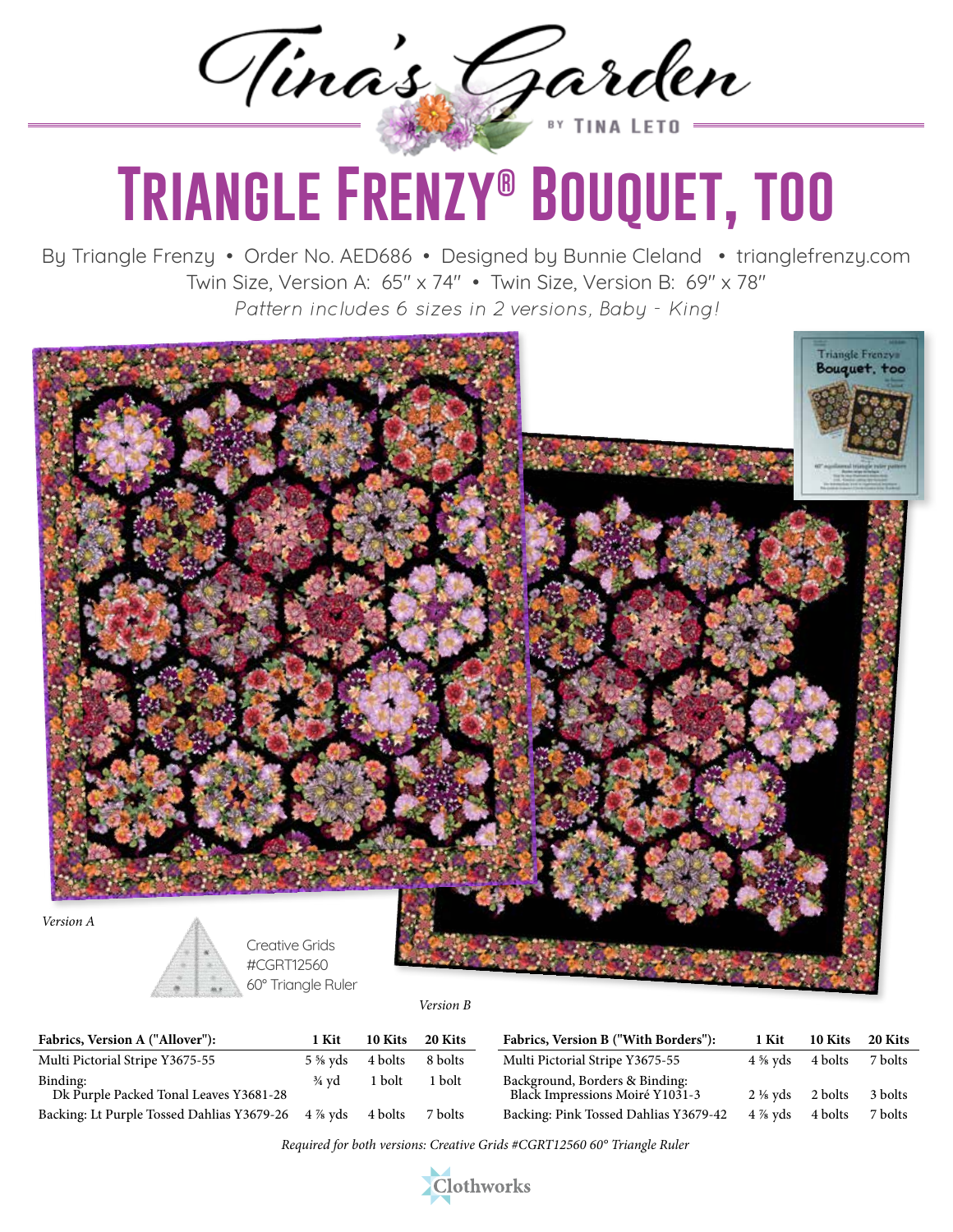Tina's Garden

BY TINA LETO

# Triangle Frenzy® Bouquet, too

By Triangle Frenzy • Order No. AED686 • Designed by Bunnie Cleland • trianglefrenzy.com

Twin Size, Version A: 65" x 74" • Twin Size, Version B: 69" x 78"

*Pattern includes 6 sizes in 2 versions, Baby - King!*

*Version A*

Creative Grids #CGRT12560 60° Triangle Ruler

*Version B*

| Fabrics, Version A ("Allover"): | 1 Kit | 10 Kits | 20 Kits |
|---|---|---|---|
| Multi Pictorial Stripe Y3675-55 | 5 ⅝ yds | 4 bolts | 8 bolts |
| Binding: Dk Purple Packed Tonal Leaves Y3681-28 | ¾ yd | 1 bolt | 1 bolt |
| Backing: Lt Purple Tossed Dahlias Y3679-26 | 4 ⅞ yds | 4 bolts | 7 bolts |

| Fabrics, Version B ("With Borders"): | 1 Kit | 10 Kits | 20 Kits |
|---|---|---|---|
| Multi Pictorial Stripe Y3675-55 | 4 ⅝ yds | 4 bolts | 7 bolts |
| Background, Borders & Binding: Black Impressions Moiré Y1031-3 | 2 ⅛ yds | 2 bolts | 3 bolts |
| Backing: Pink Tossed Dahlias Y3679-42 | 4 ⅞ yds | 4 bolts | 7 bolts |

*Required for both versions: Creative Grids #CGRT12560 60° Triangle Ruler*

Clothworks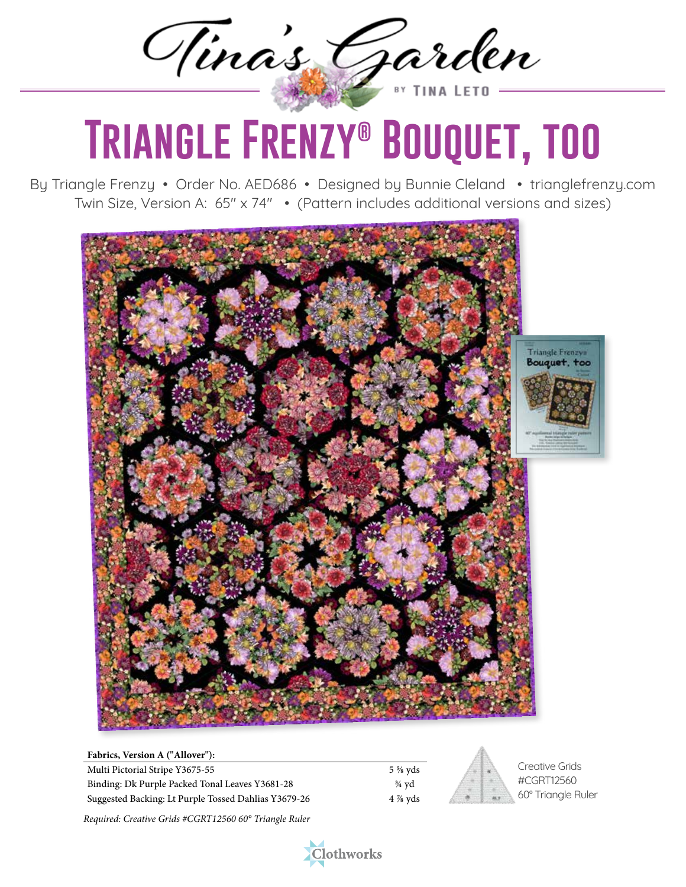Tina's Garden

BY TINA LETO

# Triangle Frenzy® Bouquet, too

By Triangle Frenzy • Order No. AED686 • Designed by Bunnie Cleland • trianglefrenzy.com
Twin Size, Version A: 65" x 74" • (Pattern includes additional versions and sizes)

| Fabrics, Version A ("Allover"): | |
|---|---|
| Multi Pictorial Stripe Y3675-55 | 5 ⅝ yds |
| Binding: Dk Purple Packed Tonal Leaves Y3681-28 | ¾ yd |
| Suggested Backing: Lt Purple Tossed Dahlias Y3679-26 | 4 ⅞ yds |

*Required: Creative Grids #CGRT12560 60° Triangle Ruler*

Creative Grids
#CGRT12560
60° Triangle Ruler

Clothworks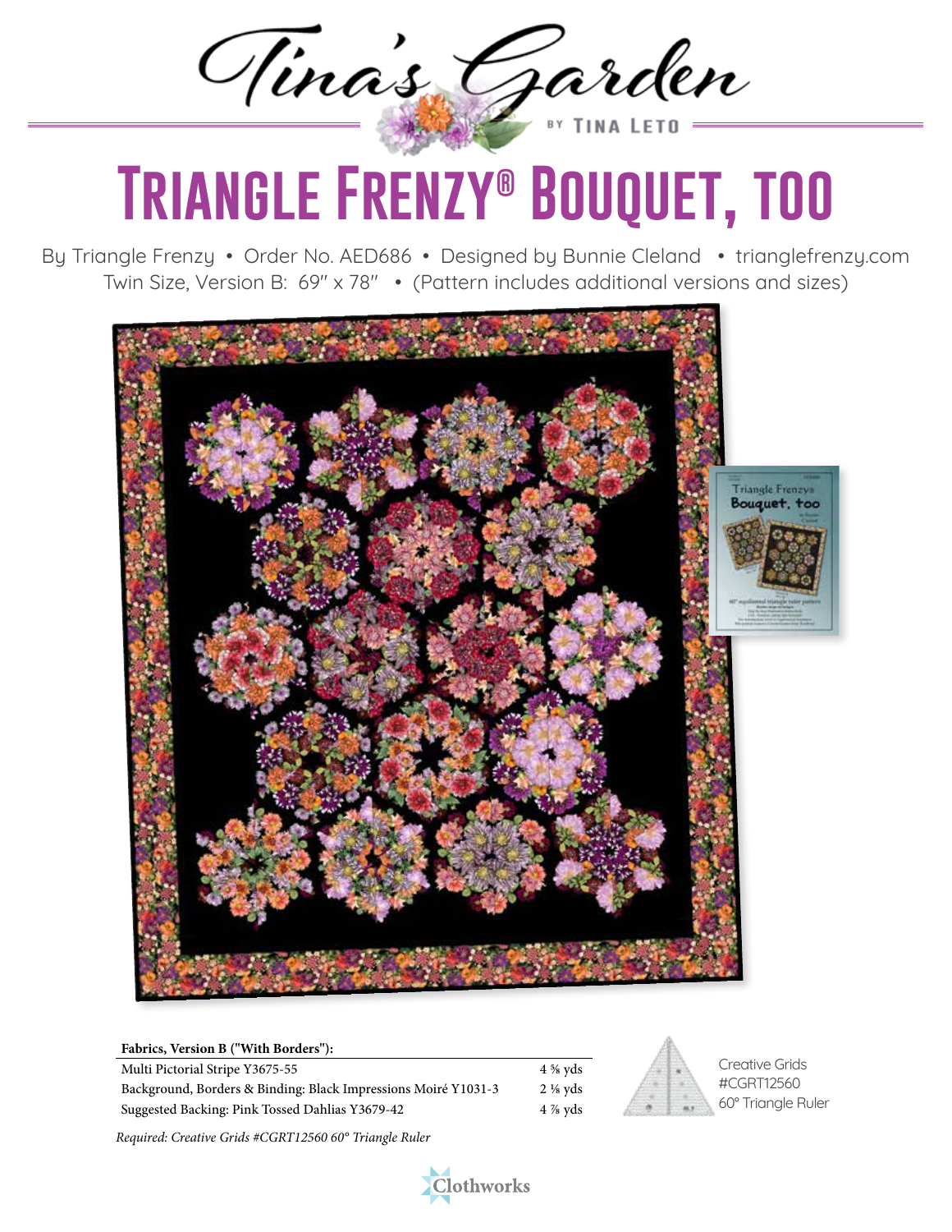Tina's Garden

BY TINA LETO

# Triangle Frenzy® Bouquet, too

By Triangle Frenzy • Order No. AED686 • Designed by Bunnie Cleland • trianglefrenzy.com
Twin Size, Version B: 69″ x 78″ • (Pattern includes additional versions and sizes)

**Fabrics, Version B ("With Borders"):**

| | |
|---|---|
| Multi Pictorial Stripe Y3675-55 | 4 ⅝ yds |
| Background, Borders & Binding: Black Impressions Moiré Y1031-3 | 2 ⅛ yds |
| Suggested Backing: Pink Tossed Dahlias Y3679-42 | 4 ⅞ yds |

*Required: Creative Grids #CGRT12560 60° Triangle Ruler*

Creative Grids
#CGRT12560
60° Triangle Ruler

Clothworks